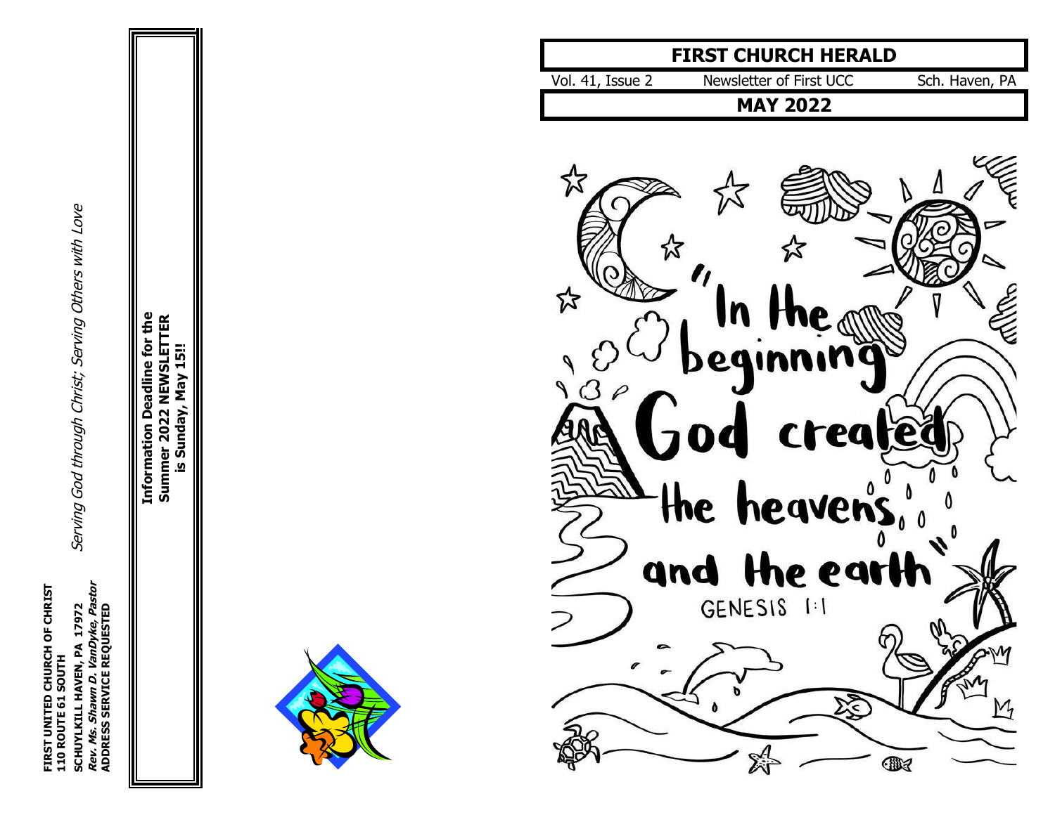**FIRST UNITED CHURCH OF CHRIST**
**110 ROUTE 61 SOUTH**
**SCHUYLKILL HAVEN, PA 17972**
***Rev. Ms. Shawn D. VanDyke, Pastor***
**ADDRESS SERVICE REQUESTED**

*Serving God through Christ; Serving Others with Love*

**Information Deadline for the Summer 2022 NEWSLETTER is Sunday, May 15!!**

# FIRST CHURCH HERALD

Vol. 41, Issue 2 | Newsletter of First UCC | Sch. Haven, PA

## MAY 2022

"In the beginning God created the heavens and the earth"
GENESIS 1:1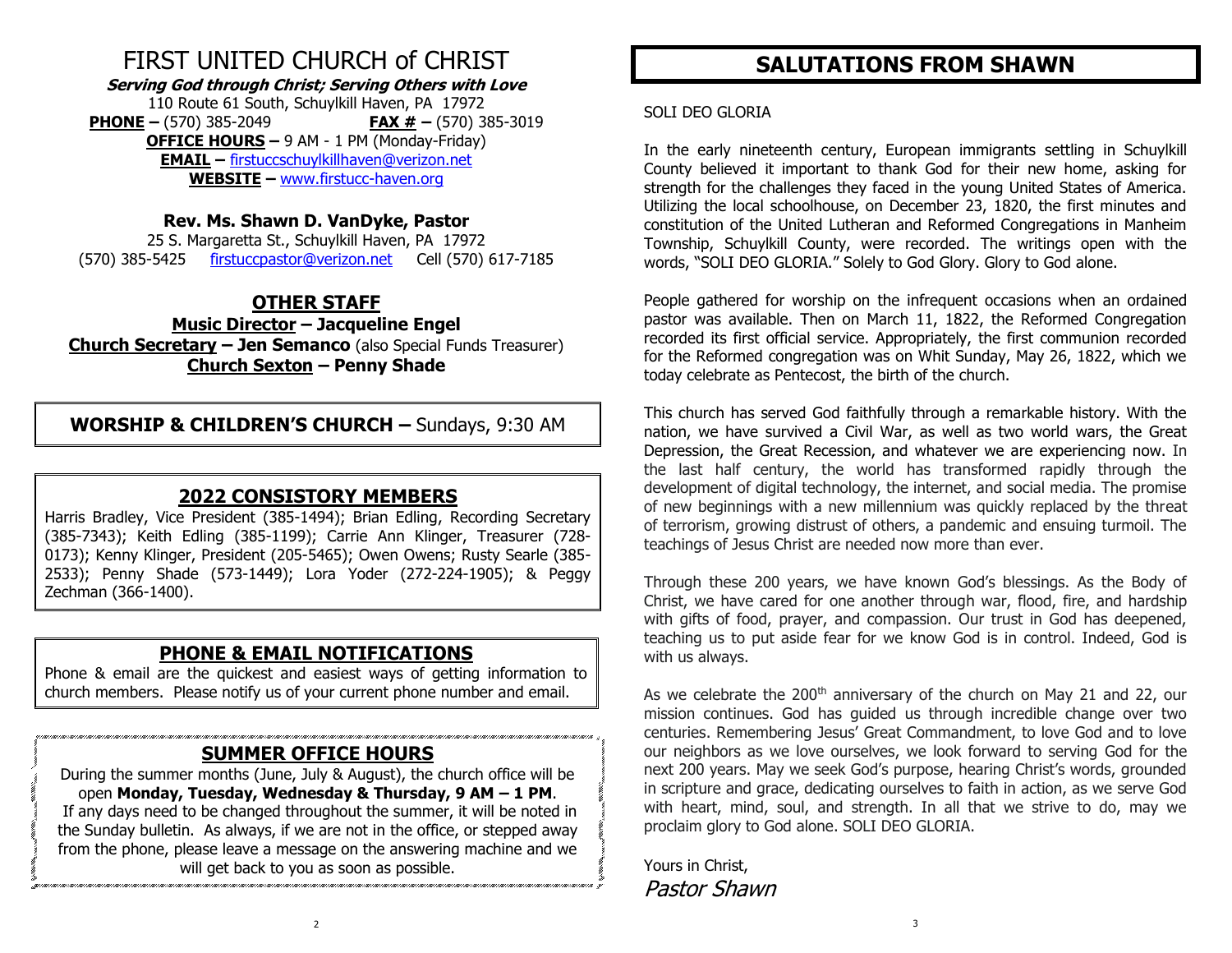# FIRST UNITED CHURCH of CHRIST

***Serving God through Christ; Serving Others with Love***

110 Route 61 South, Schuylkill Haven, PA 17972

**PHONE –** (570) 385-2049 **FAX # –** (570) 385-3019

**OFFICE HOURS –** 9 AM - 1 PM (Monday-Friday)

**EMAIL –** firstuccschuylkillhaven@verizon.net

**WEBSITE –** www.firstucc-haven.org

**Rev. Ms. Shawn D. VanDyke, Pastor**

25 S. Margaretta St., Schuylkill Haven, PA 17972

(570) 385-5425 firstuccpastor@verizon.net Cell (570) 617-7185

## OTHER STAFF

**Music Director – Jacqueline Engel**

**Church Secretary – Jen Semanco** (also Special Funds Treasurer)

**Church Sexton – Penny Shade**

**WORSHIP & CHILDREN'S CHURCH –** Sundays, 9:30 AM

## 2022 CONSISTORY MEMBERS

Harris Bradley, Vice President (385-1494); Brian Edling, Recording Secretary (385-7343); Keith Edling (385-1199); Carrie Ann Klinger, Treasurer (728-0173); Kenny Klinger, President (205-5465); Owen Owens; Rusty Searle (385-2533); Penny Shade (573-1449); Lora Yoder (272-224-1905); & Peggy Zechman (366-1400).

## PHONE & EMAIL NOTIFICATIONS

Phone & email are the quickest and easiest ways of getting information to church members. Please notify us of your current phone number and email.

## SUMMER OFFICE HOURS

During the summer months (June, July & August), the church office will be open **Monday, Tuesday, Wednesday & Thursday, 9 AM – 1 PM**. If any days need to be changed throughout the summer, it will be noted in the Sunday bulletin. As always, if we are not in the office, or stepped away from the phone, please leave a message on the answering machine and we will get back to you as soon as possible.

# SALUTATIONS FROM SHAWN

SOLI DEO GLORIA

In the early nineteenth century, European immigrants settling in Schuylkill County believed it important to thank God for their new home, asking for strength for the challenges they faced in the young United States of America. Utilizing the local schoolhouse, on December 23, 1820, the first minutes and constitution of the United Lutheran and Reformed Congregations in Manheim Township, Schuylkill County, were recorded. The writings open with the words, "SOLI DEO GLORIA." Solely to God Glory. Glory to God alone.

People gathered for worship on the infrequent occasions when an ordained pastor was available. Then on March 11, 1822, the Reformed Congregation recorded its first official service. Appropriately, the first communion recorded for the Reformed congregation was on Whit Sunday, May 26, 1822, which we today celebrate as Pentecost, the birth of the church.

This church has served God faithfully through a remarkable history. With the nation, we have survived a Civil War, as well as two world wars, the Great Depression, the Great Recession, and whatever we are experiencing now. In the last half century, the world has transformed rapidly through the development of digital technology, the internet, and social media. The promise of new beginnings with a new millennium was quickly replaced by the threat of terrorism, growing distrust of others, a pandemic and ensuing turmoil. The teachings of Jesus Christ are needed now more than ever.

Through these 200 years, we have known God's blessings. As the Body of Christ, we have cared for one another through war, flood, fire, and hardship with gifts of food, prayer, and compassion. Our trust in God has deepened, teaching us to put aside fear for we know God is in control. Indeed, God is with us always.

As we celebrate the 200th anniversary of the church on May 21 and 22, our mission continues. God has guided us through incredible change over two centuries. Remembering Jesus' Great Commandment, to love God and to love our neighbors as we love ourselves, we look forward to serving God for the next 200 years. May we seek God's purpose, hearing Christ's words, grounded in scripture and grace, dedicating ourselves to faith in action, as we serve God with heart, mind, soul, and strength. In all that we strive to do, may we proclaim glory to God alone. SOLI DEO GLORIA.

Yours in Christ,

*Pastor Shawn*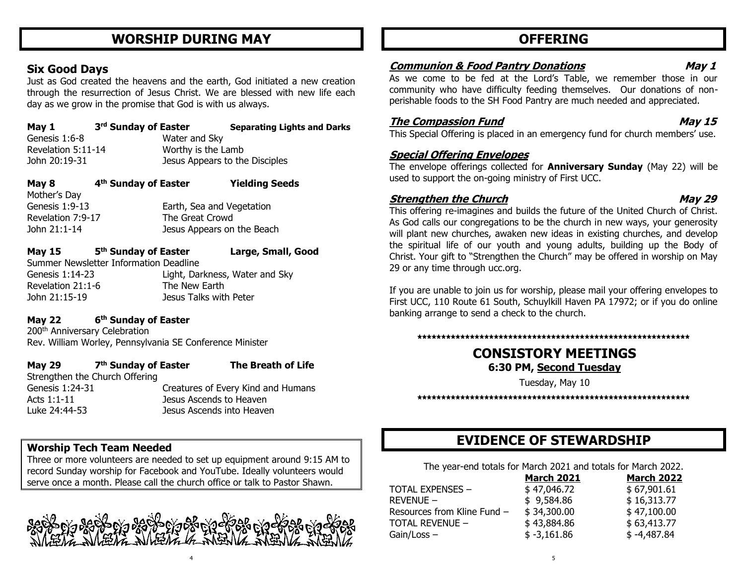## WORSHIP DURING MAY

### Six Good Days

Just as God created the heavens and the earth, God initiated a new creation through the resurrection of Jesus Christ. We are blessed with new life each day as we grow in the promise that God is with us always.

**May 1** **3rd Sunday of Easter** **Separating Lights and Darks**

| | |
|---|---|
| Genesis 1:6-8 | Water and Sky |
| Revelation 5:11-14 | Worthy is the Lamb |
| John 20:19-31 | Jesus Appears to the Disciples |

**May 8** **4th Sunday of Easter** **Yielding Seeds**

Mother's Day

| | |
|---|---|
| Genesis 1:9-13 | Earth, Sea and Vegetation |
| Revelation 7:9-17 | The Great Crowd |
| John 21:1-14 | Jesus Appears on the Beach |

**May 15** **5th Sunday of Easter** **Large, Small, Good**

Summer Newsletter Information Deadline

| | |
|---|---|
| Genesis 1:14-23 | Light, Darkness, Water and Sky |
| Revelation 21:1-6 | The New Earth |
| John 21:15-19 | Jesus Talks with Peter |

**May 22** **6th Sunday of Easter**

200th Anniversary Celebration

Rev. William Worley, Pennsylvania SE Conference Minister

**May 29** **7th Sunday of Easter** **The Breath of Life**

Strengthen the Church Offering

| | |
|---|---|
| Genesis 1:24-31 | Creatures of Every Kind and Humans |
| Acts 1:1-11 | Jesus Ascends to Heaven |
| Luke 24:44-53 | Jesus Ascends into Heaven |

### Worship Tech Team Needed

Three or more volunteers are needed to set up equipment around 9:15 AM to record Sunday worship for Facebook and YouTube. Ideally volunteers would serve once a month. Please call the church office or talk to Pastor Shawn.

## OFFERING

***Communion & Food Pantry Donations*** ***May 1***

As we come to be fed at the Lord's Table, we remember those in our community who have difficulty feeding themselves. Our donations of non-perishable foods to the SH Food Pantry are much needed and appreciated.

***The Compassion Fund*** ***May 15***

This Special Offering is placed in an emergency fund for church members' use.

***Special Offering Envelopes***

The envelope offerings collected for **Anniversary Sunday** (May 22) will be used to support the on-going ministry of First UCC.

***Strengthen the Church*** ***May 29***

This offering re-imagines and builds the future of the United Church of Christ. As God calls our congregations to be the church in new ways, your generosity will plant new churches, awaken new ideas in existing churches, and develop the spiritual life of our youth and young adults, building up the Body of Christ. Your gift to "Strengthen the Church" may be offered in worship on May 29 or any time through ucc.org.

If you are unable to join us for worship, please mail your offering envelopes to First UCC, 110 Route 61 South, Schuylkill Haven PA 17972; or if you do online banking arrange to send a check to the church.

************************************************************

## CONSISTORY MEETINGS

**6:30 PM, Second Tuesday**

Tuesday, May 10

************************************************************

## EVIDENCE OF STEWARDSHIP

The year-end totals for March 2021 and totals for March 2022.

| | March 2021 | March 2022 |
|---|---|---|
| TOTAL EXPENSES – | $ 47,046.72 | $ 67,901.61 |
| REVENUE – | $ 9,584.86 | $ 16,313.77 |
| Resources from Kline Fund – | $ 34,300.00 | $ 47,100.00 |
| TOTAL REVENUE – | $ 43,884.86 | $ 63,413.77 |
| Gain/Loss – | $ -3,161.86 | $ -4,487.84 |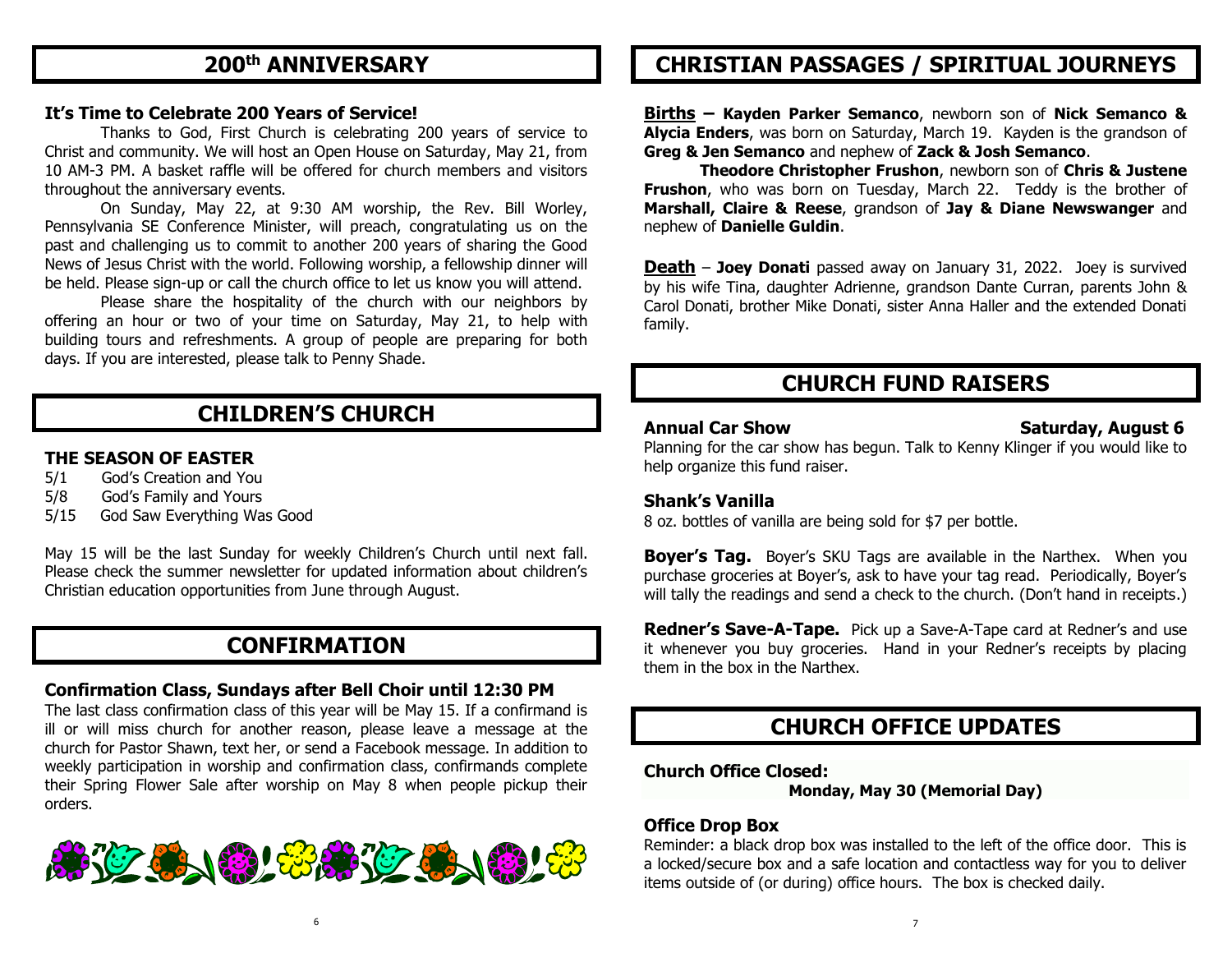## 200th ANNIVERSARY

**It's Time to Celebrate 200 Years of Service!**

Thanks to God, First Church is celebrating 200 years of service to Christ and community. We will host an Open House on Saturday, May 21, from 10 AM-3 PM. A basket raffle will be offered for church members and visitors throughout the anniversary events.

On Sunday, May 22, at 9:30 AM worship, the Rev. Bill Worley, Pennsylvania SE Conference Minister, will preach, congratulating us on the past and challenging us to commit to another 200 years of sharing the Good News of Jesus Christ with the world. Following worship, a fellowship dinner will be held. Please sign-up or call the church office to let us know you will attend.

Please share the hospitality of the church with our neighbors by offering an hour or two of your time on Saturday, May 21, to help with building tours and refreshments. A group of people are preparing for both days. If you are interested, please talk to Penny Shade.

## CHILDREN'S CHURCH

**THE SEASON OF EASTER**

5/1 God's Creation and You
5/8 God's Family and Yours
5/15 God Saw Everything Was Good

May 15 will be the last Sunday for weekly Children's Church until next fall. Please check the summer newsletter for updated information about children's Christian education opportunities from June through August.

## CONFIRMATION

**Confirmation Class, Sundays after Bell Choir until 12:30 PM**

The last class confirmation class of this year will be May 15. If a confirmand is ill or will miss church for another reason, please leave a message at the church for Pastor Shawn, text her, or send a Facebook message. In addition to weekly participation in worship and confirmation class, confirmands complete their Spring Flower Sale after worship on May 8 when people pickup their orders.

## CHRISTIAN PASSAGES / SPIRITUAL JOURNEYS

**Births – Kayden Parker Semanco**, newborn son of **Nick Semanco & Alycia Enders**, was born on Saturday, March 19. Kayden is the grandson of **Greg & Jen Semanco** and nephew of **Zack & Josh Semanco**.

**Theodore Christopher Frushon**, newborn son of **Chris & Justene Frushon**, who was born on Tuesday, March 22. Teddy is the brother of **Marshall, Claire & Reese**, grandson of **Jay & Diane Newswanger** and nephew of **Danielle Guldin**.

**Death** – **Joey Donati** passed away on January 31, 2022. Joey is survived by his wife Tina, daughter Adrienne, grandson Dante Curran, parents John & Carol Donati, brother Mike Donati, sister Anna Haller and the extended Donati family.

## CHURCH FUND RAISERS

**Annual Car Show** **Saturday, August 6**

Planning for the car show has begun. Talk to Kenny Klinger if you would like to help organize this fund raiser.

**Shank's Vanilla**

8 oz. bottles of vanilla are being sold for $7 per bottle.

**Boyer's Tag.** Boyer's SKU Tags are available in the Narthex. When you purchase groceries at Boyer's, ask to have your tag read. Periodically, Boyer's will tally the readings and send a check to the church. (Don't hand in receipts.)

**Redner's Save-A-Tape.** Pick up a Save-A-Tape card at Redner's and use it whenever you buy groceries. Hand in your Redner's receipts by placing them in the box in the Narthex.

## CHURCH OFFICE UPDATES

**Church Office Closed:**

**Monday, May 30 (Memorial Day)**

**Office Drop Box**

Reminder: a black drop box was installed to the left of the office door. This is a locked/secure box and a safe location and contactless way for you to deliver items outside of (or during) office hours. The box is checked daily.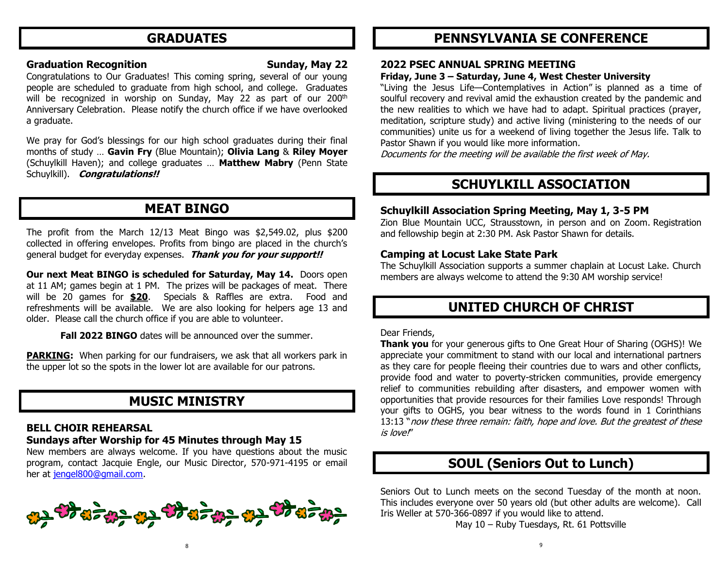## GRADUATES

**Graduation Recognition** **Sunday, May 22**

Congratulations to Our Graduates! This coming spring, several of our young people are scheduled to graduate from high school, and college. Graduates will be recognized in worship on Sunday, May 22 as part of our 200th Anniversary Celebration. Please notify the church office if we have overlooked a graduate.

We pray for God's blessings for our high school graduates during their final months of study … **Gavin Fry** (Blue Mountain); **Olivia Lang** & **Riley Moyer** (Schuylkill Haven); and college graduates … **Matthew Mabry** (Penn State Schuylkill). ***Congratulations!!***

## MEAT BINGO

The profit from the March 12/13 Meat Bingo was $2,549.02, plus $200 collected in offering envelopes. Profits from bingo are placed in the church's general budget for everyday expenses. ***Thank you for your support!!***

**Our next Meat BINGO is scheduled for Saturday, May 14.** Doors open at 11 AM; games begin at 1 PM. The prizes will be packages of meat. There will be 20 games for **$20**. Specials & Raffles are extra. Food and refreshments will be available. We are also looking for helpers age 13 and older. Please call the church office if you are able to volunteer.

**Fall 2022 BINGO** dates will be announced over the summer.

**PARKING:** When parking for our fundraisers, we ask that all workers park in the upper lot so the spots in the lower lot are available for our patrons.

## MUSIC MINISTRY

### BELL CHOIR REHEARSAL
### Sundays after Worship for 45 Minutes through May 15

New members are always welcome. If you have questions about the music program, contact Jacquie Engle, our Music Director, 570-971-4195 or email her at jengel800@gmail.com.

## PENNSYLVANIA SE CONFERENCE

### 2022 PSEC ANNUAL SPRING MEETING

**Friday, June 3 – Saturday, June 4, West Chester University**

"Living the Jesus Life—Contemplatives in Action" is planned as a time of soulful recovery and revival amid the exhaustion created by the pandemic and the new realities to which we have had to adapt. Spiritual practices (prayer, meditation, scripture study) and active living (ministering to the needs of our communities) unite us for a weekend of living together the Jesus life. Talk to Pastor Shawn if you would like more information.

*Documents for the meeting will be available the first week of May.*

## SCHUYLKILL ASSOCIATION

### Schuylkill Association Spring Meeting, May 1, 3-5 PM

Zion Blue Mountain UCC, Strausstown, in person and on Zoom. Registration and fellowship begin at 2:30 PM. Ask Pastor Shawn for details.

### Camping at Locust Lake State Park

The Schuylkill Association supports a summer chaplain at Locust Lake. Church members are always welcome to attend the 9:30 AM worship service!

## UNITED CHURCH OF CHRIST

Dear Friends,

**Thank you** for your generous gifts to One Great Hour of Sharing (OGHS)! We appreciate your commitment to stand with our local and international partners as they care for people fleeing their countries due to wars and other conflicts, provide food and water to poverty-stricken communities, provide emergency relief to communities rebuilding after disasters, and empower women with opportunities that provide resources for their families Love responds! Through your gifts to OGHS, you bear witness to the words found in 1 Corinthians 13:13 "*now these three remain: faith, hope and love. But the greatest of these is love!*"

## SOUL (Seniors Out to Lunch)

Seniors Out to Lunch meets on the second Tuesday of the month at noon. This includes everyone over 50 years old (but other adults are welcome). Call Iris Weller at 570-366-0897 if you would like to attend.

May 10 – Ruby Tuesdays, Rt. 61 Pottsville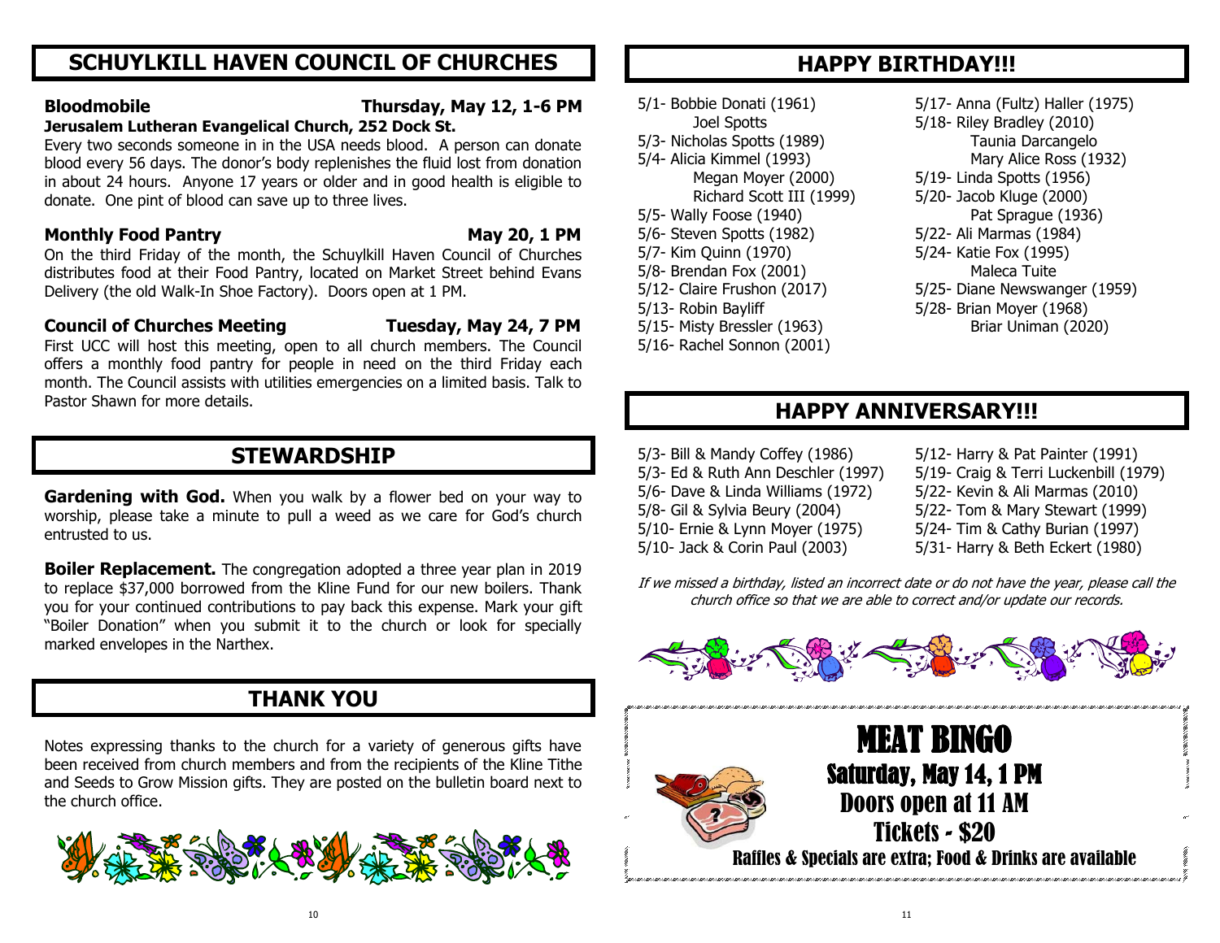## SCHUYLKILL HAVEN COUNCIL OF CHURCHES

**Bloodmobile** **Thursday, May 12, 1-6 PM**
**Jerusalem Lutheran Evangelical Church, 252 Dock St.**

Every two seconds someone in in the USA needs blood. A person can donate blood every 56 days. The donor's body replenishes the fluid lost from donation in about 24 hours. Anyone 17 years or older and in good health is eligible to donate. One pint of blood can save up to three lives.

**Monthly Food Pantry** **May 20, 1 PM**

On the third Friday of the month, the Schuylkill Haven Council of Churches distributes food at their Food Pantry, located on Market Street behind Evans Delivery (the old Walk-In Shoe Factory). Doors open at 1 PM.

**Council of Churches Meeting** **Tuesday, May 24, 7 PM**

First UCC will host this meeting, open to all church members. The Council offers a monthly food pantry for people in need on the third Friday each month. The Council assists with utilities emergencies on a limited basis. Talk to Pastor Shawn for more details.

## STEWARDSHIP

**Gardening with God.** When you walk by a flower bed on your way to worship, please take a minute to pull a weed as we care for God's church entrusted to us.

**Boiler Replacement.** The congregation adopted a three year plan in 2019 to replace $37,000 borrowed from the Kline Fund for our new boilers. Thank you for your continued contributions to pay back this expense. Mark your gift "Boiler Donation" when you submit it to the church or look for specially marked envelopes in the Narthex.

## THANK YOU

Notes expressing thanks to the church for a variety of generous gifts have been received from church members and from the recipients of the Kline Tithe and Seeds to Grow Mission gifts. They are posted on the bulletin board next to the church office.

## HAPPY BIRTHDAY!!!

5/1- Bobbie Donati (1961)
Joel Spotts
5/3- Nicholas Spotts (1989)
5/4- Alicia Kimmel (1993)
Megan Moyer (2000)
Richard Scott III (1999)
5/5- Wally Foose (1940)
5/6- Steven Spotts (1982)
5/7- Kim Quinn (1970)
5/8- Brendan Fox (2001)
5/12- Claire Frushon (2017)
5/13- Robin Bayliff
5/15- Misty Bressler (1963)
5/16- Rachel Sonnon (2001)
5/17- Anna (Fultz) Haller (1975)
5/18- Riley Bradley (2010)
Taunia Darcangelo
Mary Alice Ross (1932)
5/19- Linda Spotts (1956)
5/20- Jacob Kluge (2000)
Pat Sprague (1936)
5/22- Ali Marmas (1984)
5/24- Katie Fox (1995)
Maleca Tuite
5/25- Diane Newswanger (1959)
5/28- Brian Moyer (1968)
Briar Uniman (2020)

## HAPPY ANNIVERSARY!!!

5/3- Bill & Mandy Coffey (1986)
5/3- Ed & Ruth Ann Deschler (1997)
5/6- Dave & Linda Williams (1972)
5/8- Gil & Sylvia Beury (2004)
5/10- Ernie & Lynn Moyer (1975)
5/10- Jack & Corin Paul (2003)
5/12- Harry & Pat Painter (1991)
5/19- Craig & Terri Luckenbill (1979)
5/22- Kevin & Ali Marmas (2010)
5/22- Tom & Mary Stewart (1999)
5/24- Tim & Cathy Burian (1997)
5/31- Harry & Beth Eckert (1980)

*If we missed a birthday, listed an incorrect date or do not have the year, please call the church office so that we are able to correct and/or update our records.*

# MEAT BINGO

**Saturday, May 14, 1 PM**
**Doors open at 11 AM**
**Tickets - $20**
**Raffles & Specials are extra; Food & Drinks are available**